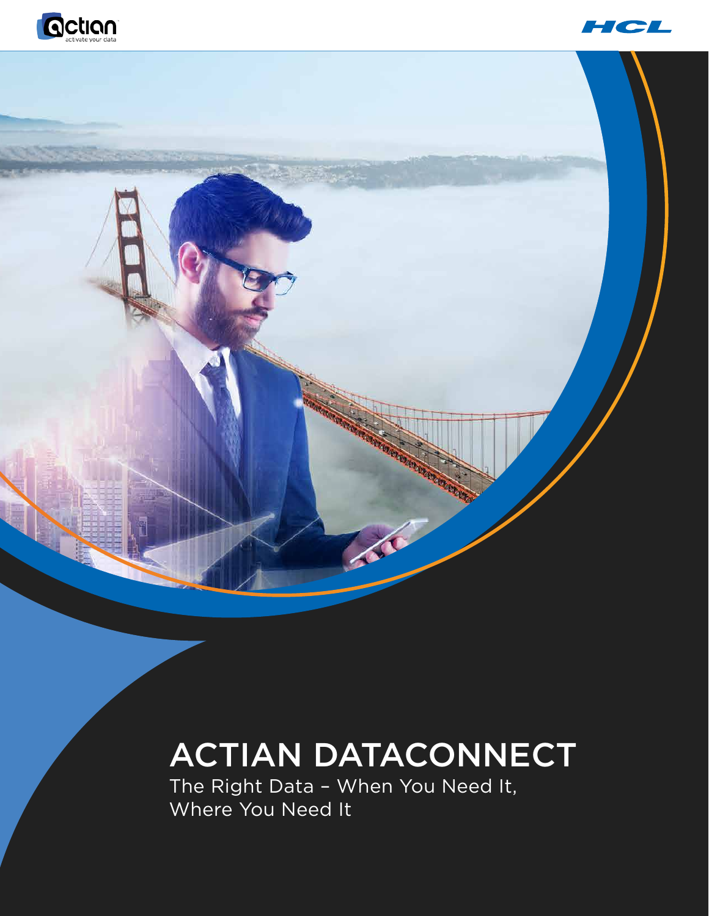# ACTIAN DATACONNECT

The Right Data – When You Need It, Where You Need It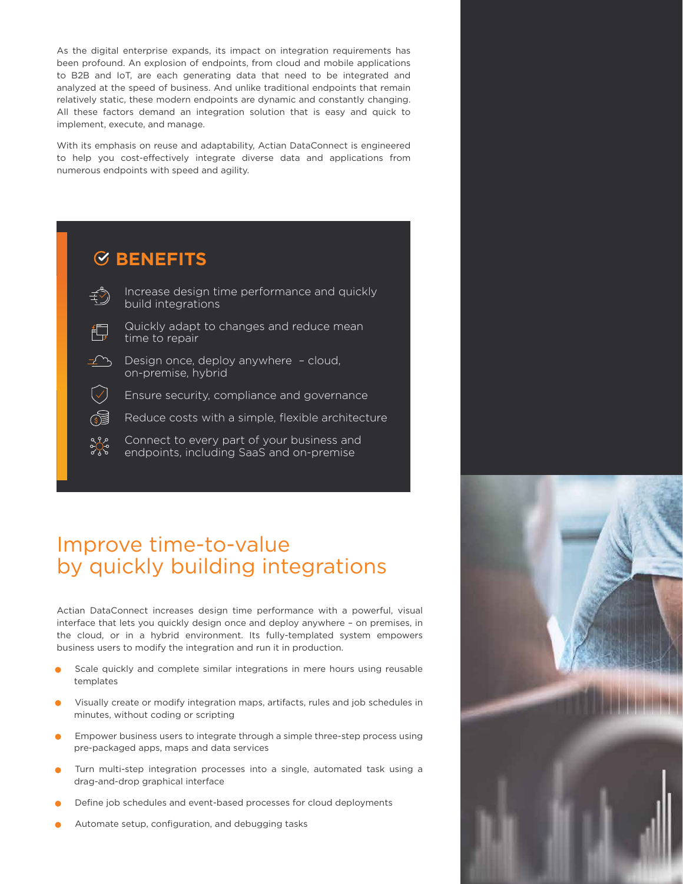As the digital enterprise expands, its impact on integration requirements has been profound. An explosion of endpoints, from cloud and mobile applications to B2B and IoT, are each generating data that need to be integrated and analyzed at the speed of business. And unlike traditional endpoints that remain relatively static, these modern endpoints are dynamic and constantly changing. All these factors demand an integration solution that is easy and quick to implement, execute, and manage.

With its emphasis on reuse and adaptability, Actian DataConnect is engineered to help you cost-effectively integrate diverse data and applications from numerous endpoints with speed and agility.

## BENEFITS

- Increase design time performance and quickly build integrations
- Quickly adapt to changes and reduce mean time to repair
- Design once, deploy anywhere – cloud, on-premise, hybrid
- Ensure security, compliance and governance
- Reduce costs with a simple, flexible architecture
- Connect to every part of your business and endpoints, including SaaS and on-premise

## Improve time-to-value by quickly building integrations

Actian DataConnect increases design time performance with a powerful, visual interface that lets you quickly design once and deploy anywhere – on premises, in the cloud, or in a hybrid environment. Its fully-templated system empowers business users to modify the integration and run it in production.

- Scale quickly and complete similar integrations in mere hours using reusable templates
- Visually create or modify integration maps, artifacts, rules and job schedules in minutes, without coding or scripting
- Empower business users to integrate through a simple three-step process using pre-packaged apps, maps and data services
- Turn multi-step integration processes into a single, automated task using a drag-and-drop graphical interface
- Define job schedules and event-based processes for cloud deployments
- Automate setup, configuration, and debugging tasks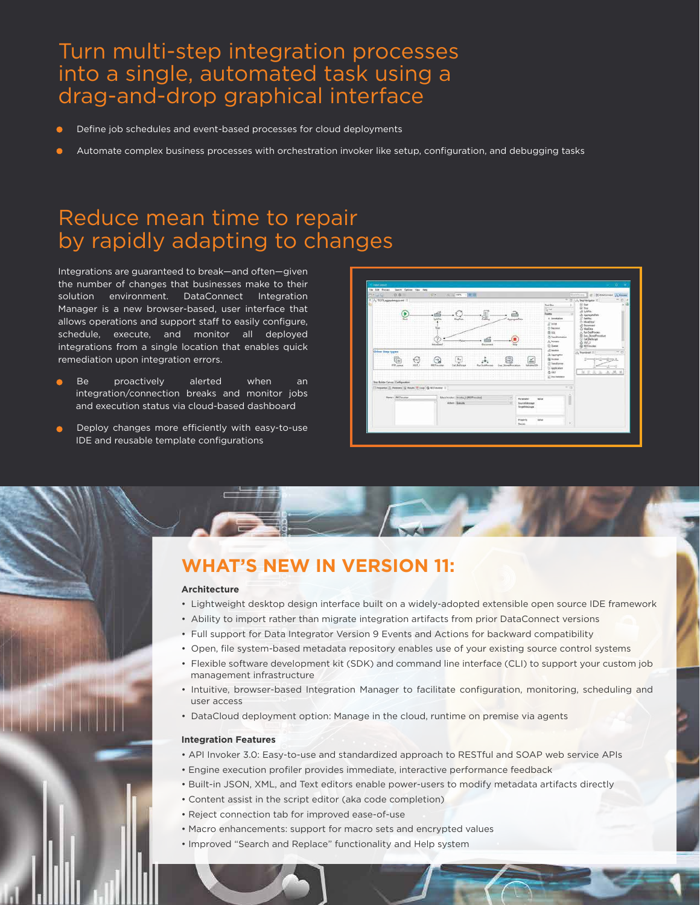# Turn multi-step integration processes into a single, automated task using a drag-and-drop graphical interface

- Define job schedules and event-based processes for cloud deployments
- Automate complex business processes with orchestration invoker like setup, configuration, and debugging tasks

# Reduce mean time to repair by rapidly adapting to changes

Integrations are guaranteed to break—and often—given the number of changes that businesses make to their solution environment. DataConnect Integration Manager is a new browser-based, user interface that allows operations and support staff to easily configure, schedule, execute, and monitor all deployed integrations from a single location that enables quick remediation upon integration errors.

- Be proactively alerted when an integration/connection breaks and monitor jobs and execution status via cloud-based dashboard
- Deploy changes more efficiently with easy-to-use IDE and reusable template configurations

## WHAT'S NEW IN VERSION 11:

**Architecture**

- Lightweight desktop design interface built on a widely-adopted extensible open source IDE framework
- Ability to import rather than migrate integration artifacts from prior DataConnect versions
- Full support for Data Integrator Version 9 Events and Actions for backward compatibility
- Open, file system-based metadata repository enables use of your existing source control systems
- Flexible software development kit (SDK) and command line interface (CLI) to support your custom job management infrastructure
- Intuitive, browser-based Integration Manager to facilitate configuration, monitoring, scheduling and user access
- DataCloud deployment option: Manage in the cloud, runtime on premise via agents

**Integration Features**

- API Invoker 3.0: Easy-to-use and standardized approach to RESTful and SOAP web service APIs
- Engine execution profiler provides immediate, interactive performance feedback
- Built-in JSON, XML, and Text editors enable power-users to modify metadata artifacts directly
- Content assist in the script editor (aka code completion)
- Reject connection tab for improved ease-of-use
- Macro enhancements: support for macro sets and encrypted values
- Improved "Search and Replace" functionality and Help system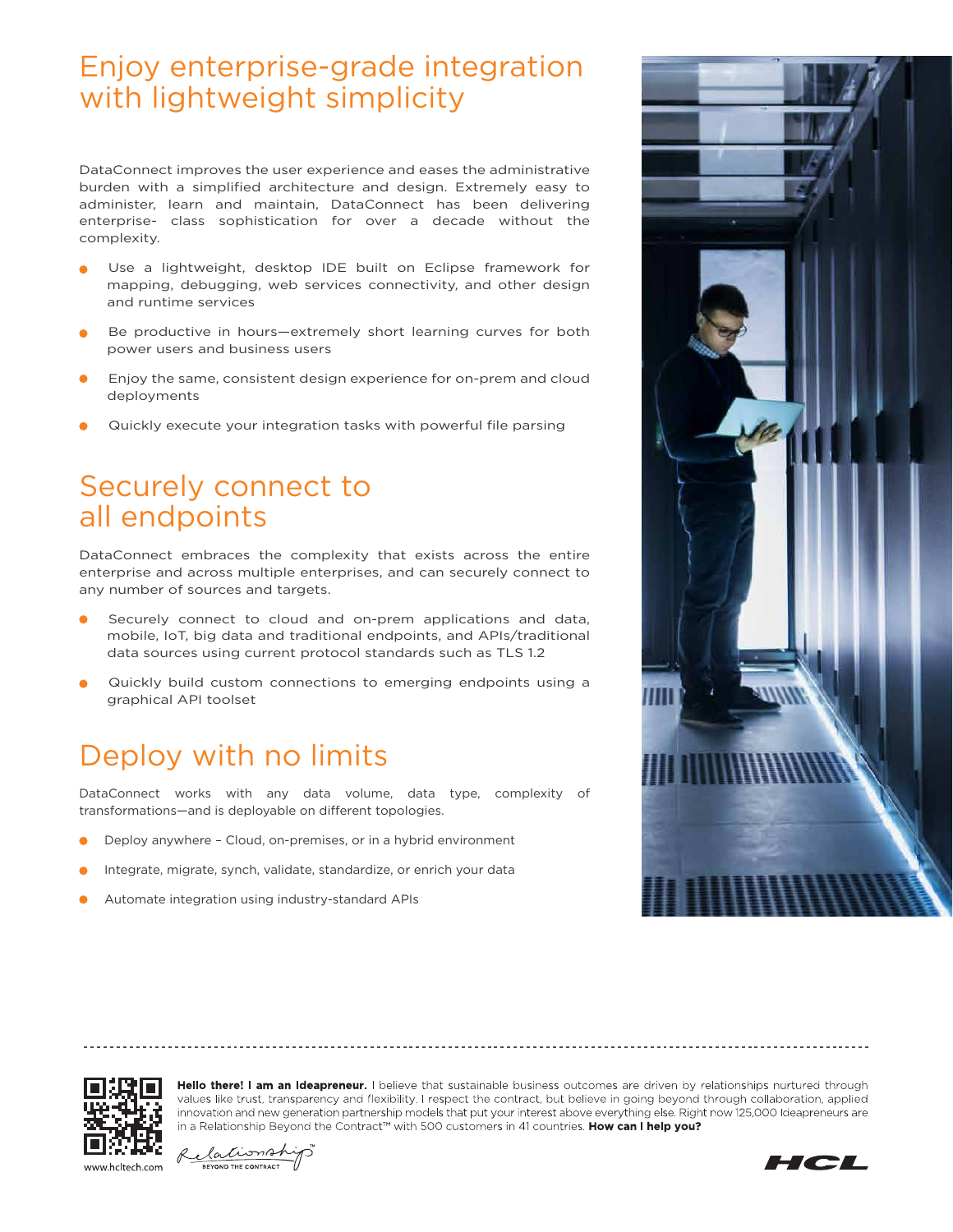## Enjoy enterprise-grade integration with lightweight simplicity

DataConnect improves the user experience and eases the administrative burden with a simplified architecture and design. Extremely easy to administer, learn and maintain, DataConnect has been delivering enterprise- class sophistication for over a decade without the complexity.

- Use a lightweight, desktop IDE built on Eclipse framework for mapping, debugging, web services connectivity, and other design and runtime services
- Be productive in hours—extremely short learning curves for both power users and business users
- Enjoy the same, consistent design experience for on-prem and cloud deployments
- Quickly execute your integration tasks with powerful file parsing

## Securely connect to all endpoints

DataConnect embraces the complexity that exists across the entire enterprise and across multiple enterprises, and can securely connect to any number of sources and targets.

- Securely connect to cloud and on-prem applications and data, mobile, IoT, big data and traditional endpoints, and APIs/traditional data sources using current protocol standards such as TLS 1.2
- Quickly build custom connections to emerging endpoints using a graphical API toolset

## Deploy with no limits

DataConnect works with any data volume, data type, complexity of transformations—and is deployable on different topologies.

- Deploy anywhere – Cloud, on-premises, or in a hybrid environment
- Integrate, migrate, synch, validate, standardize, or enrich your data
- Automate integration using industry-standard APIs

---

**Hello there! I am an Ideapreneur.** I believe that sustainable business outcomes are driven by relationships nurtured through values like trust, transparency and flexibility. I respect the contract, but believe in going beyond through collaboration, applied innovation and new generation partnership models that put your interest above everything else. Right now 125,000 Ideapreneurs are in a Relationship Beyond the Contract™ with 500 customers in 41 countries. **How can I help you?**

www.hcltech.com

Relationship™ BEYOND THE CONTRACT

HCL